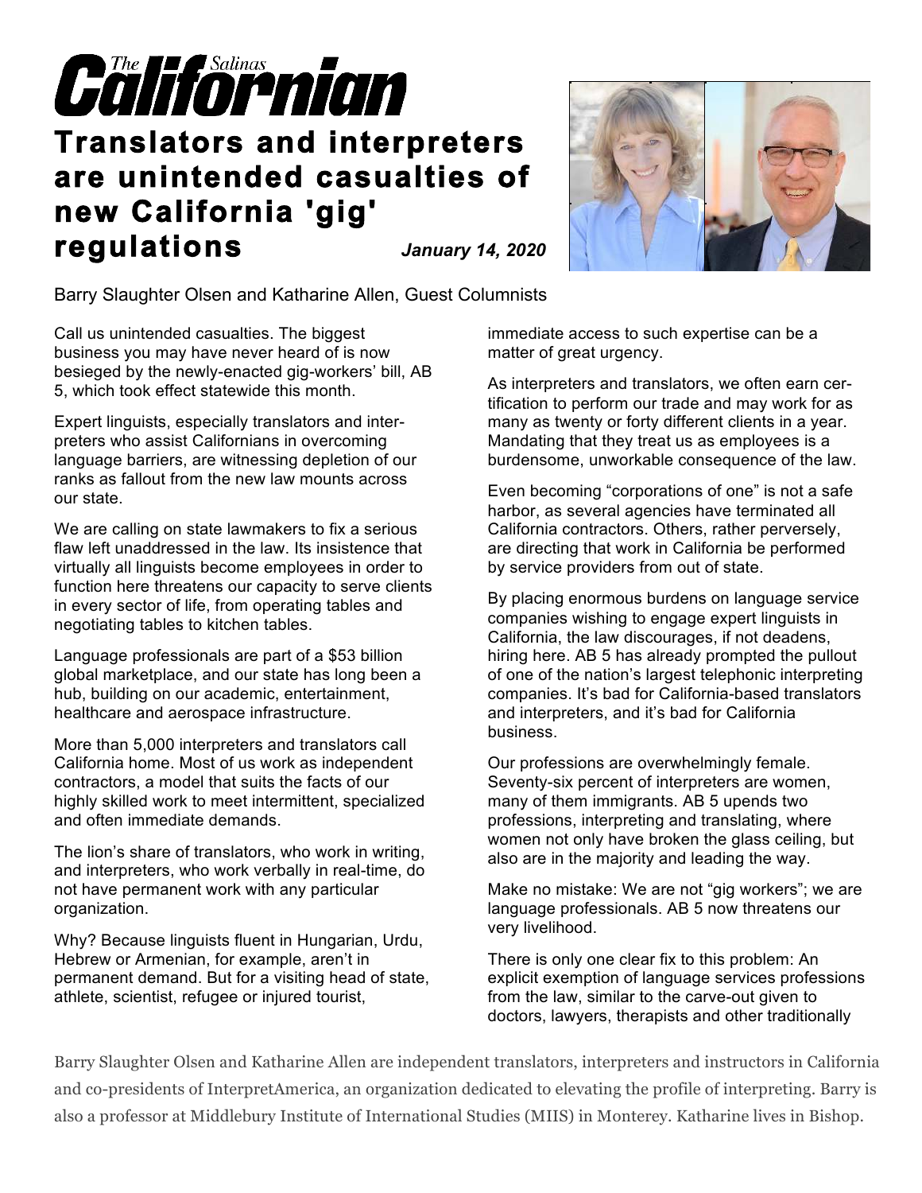# The Salinas Californian

## Translators and interpreters are unintended casualties of new California 'gig' regulations

***January 14, 2020***

Barry Slaughter Olsen and Katharine Allen, Guest Columnists

Call us unintended casualties. The biggest business you may have never heard of is now besieged by the newly-enacted gig-workers' bill, AB 5, which took effect statewide this month.

Expert linguists, especially translators and interpreters who assist Californians in overcoming language barriers, are witnessing depletion of our ranks as fallout from the new law mounts across our state.

We are calling on state lawmakers to fix a serious flaw left unaddressed in the law. Its insistence that virtually all linguists become employees in order to function here threatens our capacity to serve clients in every sector of life, from operating tables and negotiating tables to kitchen tables.

Language professionals are part of a $53 billion global marketplace, and our state has long been a hub, building on our academic, entertainment, healthcare and aerospace infrastructure.

More than 5,000 interpreters and translators call California home. Most of us work as independent contractors, a model that suits the facts of our highly skilled work to meet intermittent, specialized and often immediate demands.

The lion's share of translators, who work in writing, and interpreters, who work verbally in real-time, do not have permanent work with any particular organization.

Why? Because linguists fluent in Hungarian, Urdu, Hebrew or Armenian, for example, aren't in permanent demand. But for a visiting head of state, athlete, scientist, refugee or injured tourist, immediate access to such expertise can be a matter of great urgency.

As interpreters and translators, we often earn certification to perform our trade and may work for as many as twenty or forty different clients in a year. Mandating that they treat us as employees is a burdensome, unworkable consequence of the law.

Even becoming "corporations of one" is not a safe harbor, as several agencies have terminated all California contractors. Others, rather perversely, are directing that work in California be performed by service providers from out of state.

By placing enormous burdens on language service companies wishing to engage expert linguists in California, the law discourages, if not deadens, hiring here. AB 5 has already prompted the pullout of one of the nation's largest telephonic interpreting companies. It's bad for California-based translators and interpreters, and it's bad for California business.

Our professions are overwhelmingly female. Seventy-six percent of interpreters are women, many of them immigrants. AB 5 upends two professions, interpreting and translating, where women not only have broken the glass ceiling, but also are in the majority and leading the way.

Make no mistake: We are not "gig workers"; we are language professionals. AB 5 now threatens our very livelihood.

There is only one clear fix to this problem: An explicit exemption of language services professions from the law, similar to the carve-out given to doctors, lawyers, therapists and other traditionally

Barry Slaughter Olsen and Katharine Allen are independent translators, interpreters and instructors in California and co-presidents of InterpretAmerica, an organization dedicated to elevating the profile of interpreting. Barry is also a professor at Middlebury Institute of International Studies (MIIS) in Monterey. Katharine lives in Bishop.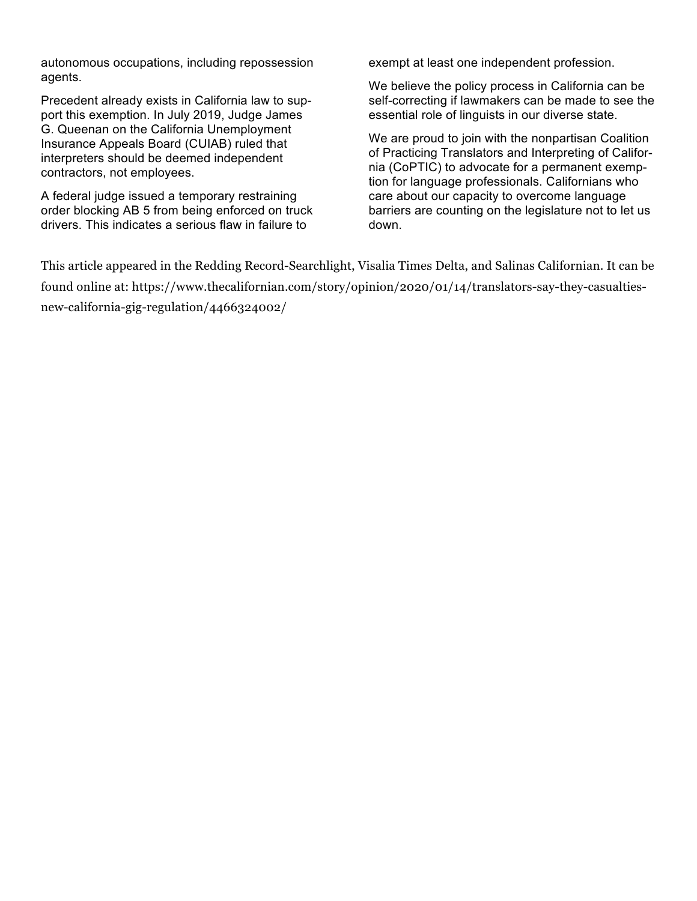autonomous occupations, including repossession agents.

Precedent already exists in California law to support this exemption. In July 2019, Judge James G. Queenan on the California Unemployment Insurance Appeals Board (CUIAB) ruled that interpreters should be deemed independent contractors, not employees.

A federal judge issued a temporary restraining order blocking AB 5 from being enforced on truck drivers. This indicates a serious flaw in failure to exempt at least one independent profession.

We believe the policy process in California can be self-correcting if lawmakers can be made to see the essential role of linguists in our diverse state.

We are proud to join with the nonpartisan Coalition of Practicing Translators and Interpreting of California (CoPTIC) to advocate for a permanent exemption for language professionals. Californians who care about our capacity to overcome language barriers are counting on the legislature not to let us down.

This article appeared in the Redding Record-Searchlight, Visalia Times Delta, and Salinas Californian. It can be found online at: https://www.thecalifornian.com/story/opinion/2020/01/14/translators-say-they-casualties-new-california-gig-regulation/4466324002/